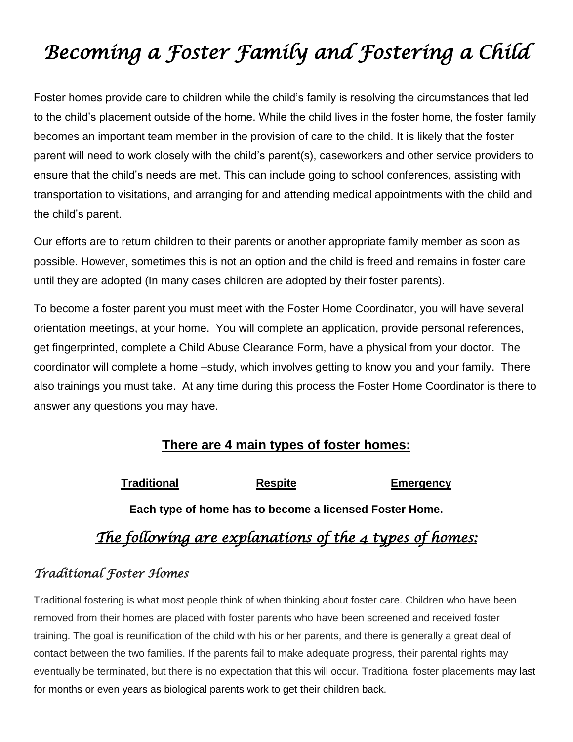# *Becoming a Foster Family and Fostering a Child*

Foster homes provide care to children while the child's family is resolving the circumstances that led to the child's placement outside of the home. While the child lives in the foster home, the foster family becomes an important team member in the provision of care to the child. It is likely that the foster parent will need to work closely with the child's parent(s), caseworkers and other service providers to ensure that the child's needs are met. This can include going to school conferences, assisting with transportation to visitations, and arranging for and attending medical appointments with the child and the child's parent.

Our efforts are to return children to their parents or another appropriate family member as soon as possible. However, sometimes this is not an option and the child is freed and remains in foster care until they are adopted (In many cases children are adopted by their foster parents).

To become a foster parent you must meet with the Foster Home Coordinator, you will have several orientation meetings, at your home. You will complete an application, provide personal references, get fingerprinted, complete a Child Abuse Clearance Form, have a physical from your doctor. The coordinator will complete a home –study, which involves getting to know you and your family. There also trainings you must take. At any time during this process the Foster Home Coordinator is there to answer any questions you may have.

## There are 4 main types of foster homes:

**Traditional** **Respite** **Emergency**

**Each type of home has to become a licensed Foster Home.**

## *The following are explanations of the 4 types of homes:*

### *Traditional Foster Homes*

Traditional fostering is what most people think of when thinking about foster care. Children who have been removed from their homes are placed with foster parents who have been screened and received foster training. The goal is reunification of the child with his or her parents, and there is generally a great deal of contact between the two families. If the parents fail to make adequate progress, their parental rights may eventually be terminated, but there is no expectation that this will occur. Traditional foster placements may last for months or even years as biological parents work to get their children back.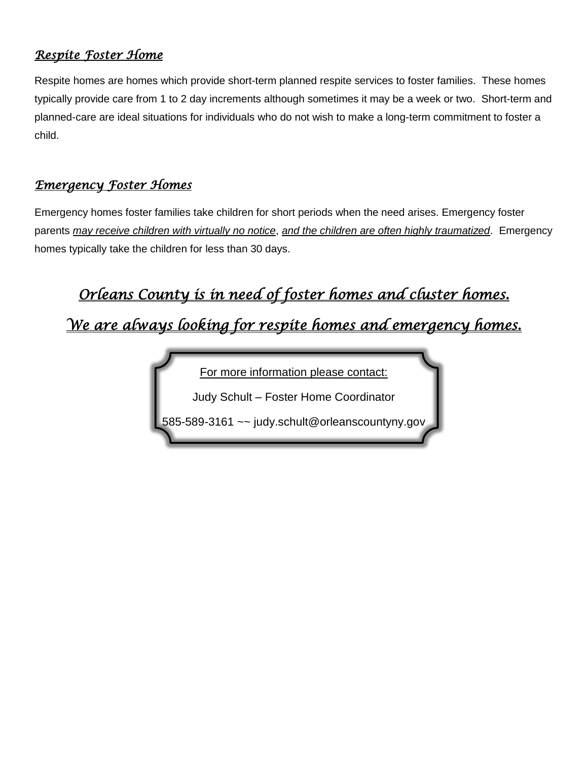## *Respite Foster Home*

Respite homes are homes which provide short-term planned respite services to foster families. These homes typically provide care from 1 to 2 day increments although sometimes it may be a week or two. Short-term and planned-care are ideal situations for individuals who do not wish to make a long-term commitment to foster a child.

## *Emergency Foster Homes*

Emergency homes foster families take children for short periods when the need arises. Emergency foster parents *may receive children with virtually no notice*, *and the children are often highly traumatized*. Emergency homes typically take the children for less than 30 days.

***Orleans County is in need of foster homes and cluster homes.***

***We are always looking for respite homes and emergency homes.***

For more information please contact:

Judy Schult – Foster Home Coordinator

585-589-3161 ~~ judy.schult@orleanscountyny.gov